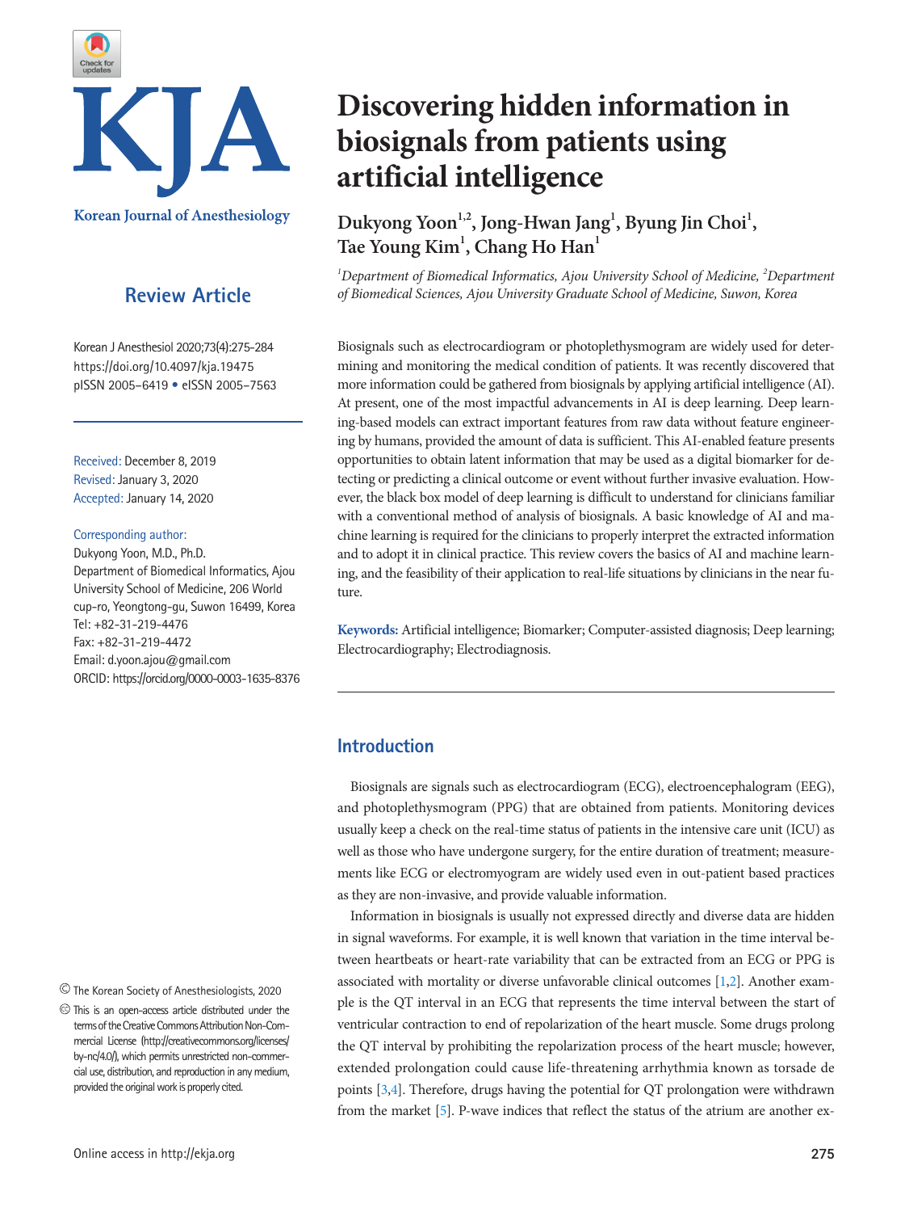Review Article

Korean J Anesthesiol 2020;73(4):275-284
https://doi.org/10.4097/kja.19475
pISSN 2005–6419 • eISSN 2005–7563

# Discovering hidden information in biosignals from patients using artificial intelligence

Dukyong Yoon[1,2], Jong-Hwan Jang[1], Byung Jin Choi[1], Tae Young Kim[1], Chang Ho Han[1]

*[1]Department of Biomedical Informatics, Ajou University School of Medicine, [2]Department of Biomedical Sciences, Ajou University Graduate School of Medicine, Suwon, Korea*

Received: December 8, 2019
Revised: January 3, 2020
Accepted: January 14, 2020

Corresponding author:
Dukyong Yoon, M.D., Ph.D.
Department of Biomedical Informatics, Ajou University School of Medicine, 206 World cup-ro, Yeongtong-gu, Suwon 16499, Korea
Tel: +82-31-219-4476
Fax: +82-31-219-4472
Email: d.yoon.ajou@gmail.com
ORCID: https://orcid.org/0000-0003-1635-8376

Biosignals such as electrocardiogram or photoplethysmogram are widely used for determining and monitoring the medical condition of patients. It was recently discovered that more information could be gathered from biosignals by applying artificial intelligence (AI). At present, one of the most impactful advancements in AI is deep learning. Deep learning-based models can extract important features from raw data without feature engineering by humans, provided the amount of data is sufficient. This AI-enabled feature presents opportunities to obtain latent information that may be used as a digital biomarker for detecting or predicting a clinical outcome or event without further invasive evaluation. However, the black box model of deep learning is difficult to understand for clinicians familiar with a conventional method of analysis of biosignals. A basic knowledge of AI and machine learning is required for the clinicians to properly interpret the extracted information and to adopt it in clinical practice. This review covers the basics of AI and machine learning, and the feasibility of their application to real-life situations by clinicians in the near future.

**Keywords:** Artificial intelligence; Biomarker; Computer-assisted diagnosis; Deep learning; Electrocardiography; Electrodiagnosis.

## Introduction

Biosignals are signals such as electrocardiogram (ECG), electroencephalogram (EEG), and photoplethysmogram (PPG) that are obtained from patients. Monitoring devices usually keep a check on the real-time status of patients in the intensive care unit (ICU) as well as those who have undergone surgery, for the entire duration of treatment; measurements like ECG or electromyogram are widely used even in out-patient based practices as they are non-invasive, and provide valuable information.

Information in biosignals is usually not expressed directly and diverse data are hidden in signal waveforms. For example, it is well known that variation in the time interval between heartbeats or heart-rate variability that can be extracted from an ECG or PPG is associated with mortality or diverse unfavorable clinical outcomes [1,2]. Another example is the QT interval in an ECG that represents the time interval between the start of ventricular contraction to end of repolarization of the heart muscle. Some drugs prolong the QT interval by prohibiting the repolarization process of the heart muscle; however, extended prolongation could cause life-threatening arrhythmia known as torsade de points [3,4]. Therefore, drugs having the potential for QT prolongation were withdrawn from the market [5]. P-wave indices that reflect the status of the atrium are another ex-

© The Korean Society of Anesthesiologists, 2020

This is an open-access article distributed under the terms of the Creative Commons Attribution Non-Commercial License (http://creativecommons.org/licenses/by-nc/4.0/), which permits unrestricted non-commercial use, distribution, and reproduction in any medium, provided the original work is properly cited.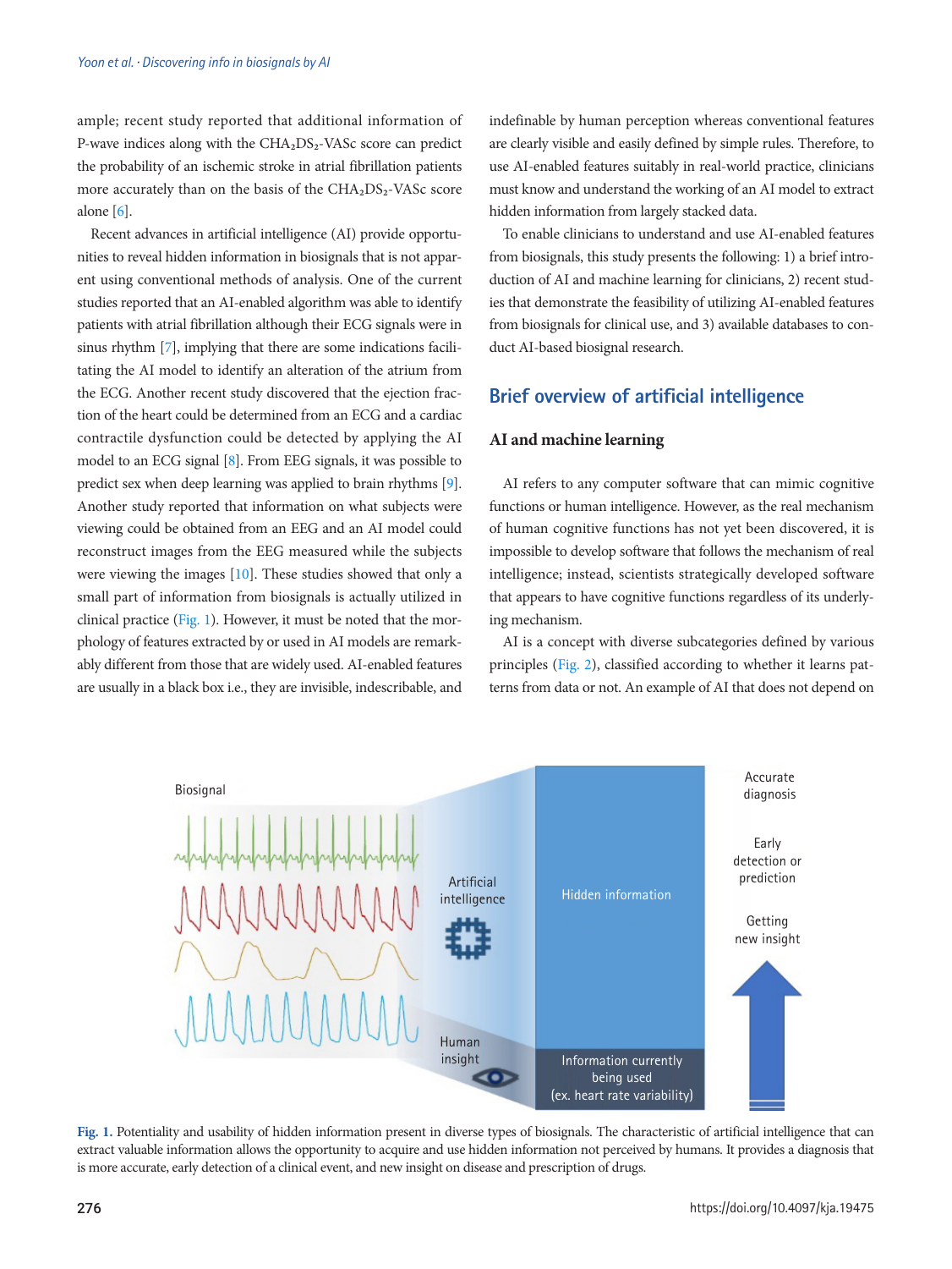ample; recent study reported that additional information of P-wave indices along with the $CHA_2DS_2$-VASc score can predict the probability of an ischemic stroke in atrial fibrillation patients more accurately than on the basis of the $CHA_2DS_2$-VASc score alone [6].

Recent advances in artificial intelligence (AI) provide opportunities to reveal hidden information in biosignals that is not apparent using conventional methods of analysis. One of the current studies reported that an AI-enabled algorithm was able to identify patients with atrial fibrillation although their ECG signals were in sinus rhythm [7], implying that there are some indications facilitating the AI model to identify an alteration of the atrium from the ECG. Another recent study discovered that the ejection fraction of the heart could be determined from an ECG and a cardiac contractile dysfunction could be detected by applying the AI model to an ECG signal [8]. From EEG signals, it was possible to predict sex when deep learning was applied to brain rhythms [9]. Another study reported that information on what subjects were viewing could be obtained from an EEG and an AI model could reconstruct images from the EEG measured while the subjects were viewing the images [10]. These studies showed that only a small part of information from biosignals is actually utilized in clinical practice (Fig. 1). However, it must be noted that the morphology of features extracted by or used in AI models are remarkably different from those that are widely used. AI-enabled features are usually in a black box i.e., they are invisible, indescribable, and indefinable by human perception whereas conventional features are clearly visible and easily defined by simple rules. Therefore, to use AI-enabled features suitably in real-world practice, clinicians must know and understand the working of an AI model to extract hidden information from largely stacked data.

To enable clinicians to understand and use AI-enabled features from biosignals, this study presents the following: 1) a brief introduction of AI and machine learning for clinicians, 2) recent studies that demonstrate the feasibility of utilizing AI-enabled features from biosignals for clinical use, and 3) available databases to conduct AI-based biosignal research.

## Brief overview of artificial intelligence

### AI and machine learning

AI refers to any computer software that can mimic cognitive functions or human intelligence. However, as the real mechanism of human cognitive functions has not yet been discovered, it is impossible to develop software that follows the mechanism of real intelligence; instead, scientists strategically developed software that appears to have cognitive functions regardless of its underlying mechanism.

AI is a concept with diverse subcategories defined by various principles (Fig. 2), classified according to whether it learns patterns from data or not. An example of AI that does not depend on

**Fig. 1.** Potentiality and usability of hidden information present in diverse types of biosignals. The characteristic of artificial intelligence that can extract valuable information allows the opportunity to acquire and use hidden information not perceived by humans. It provides a diagnosis that is more accurate, early detection of a clinical event, and new insight on disease and prescription of drugs.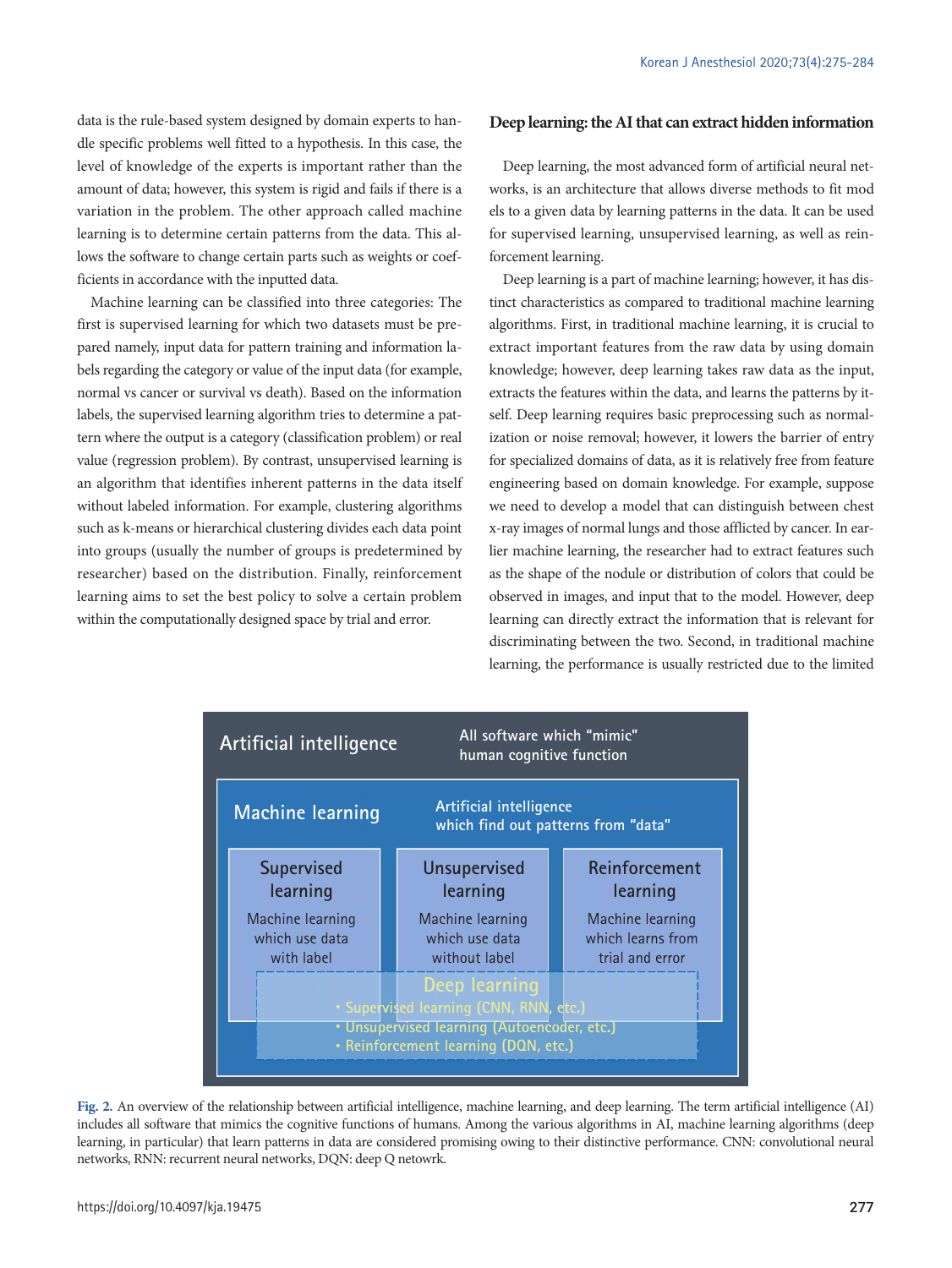data is the rule-based system designed by domain experts to handle specific problems well fitted to a hypothesis. In this case, the level of knowledge of the experts is important rather than the amount of data; however, this system is rigid and fails if there is a variation in the problem. The other approach called machine learning is to determine certain patterns from the data. This allows the software to change certain parts such as weights or coefficients in accordance with the inputted data.

Machine learning can be classified into three categories: The first is supervised learning for which two datasets must be prepared namely, input data for pattern training and information labels regarding the category or value of the input data (for example, normal vs cancer or survival vs death). Based on the information labels, the supervised learning algorithm tries to determine a pattern where the output is a category (classification problem) or real value (regression problem). By contrast, unsupervised learning is an algorithm that identifies inherent patterns in the data itself without labeled information. For example, clustering algorithms such as k-means or hierarchical clustering divides each data point into groups (usually the number of groups is predetermined by researcher) based on the distribution. Finally, reinforcement learning aims to set the best policy to solve a certain problem within the computationally designed space by trial and error.

## Deep learning: the AI that can extract hidden information

Deep learning, the most advanced form of artificial neural networks, is an architecture that allows diverse methods to fit mod els to a given data by learning patterns in the data. It can be used for supervised learning, unsupervised learning, as well as reinforcement learning.

Deep learning is a part of machine learning; however, it has distinct characteristics as compared to traditional machine learning algorithms. First, in traditional machine learning, it is crucial to extract important features from the raw data by using domain knowledge; however, deep learning takes raw data as the input, extracts the features within the data, and learns the patterns by itself. Deep learning requires basic preprocessing such as normalization or noise removal; however, it lowers the barrier of entry for specialized domains of data, as it is relatively free from feature engineering based on domain knowledge. For example, suppose we need to develop a model that can distinguish between chest x-ray images of normal lungs and those afflicted by cancer. In earlier machine learning, the researcher had to extract features such as the shape of the nodule or distribution of colors that could be observed in images, and input that to the model. However, deep learning can directly extract the information that is relevant for discriminating between the two. Second, in traditional machine learning, the performance is usually restricted due to the limited

Artificial intelligence — All software which "mimic" human cognitive function

Machine learning — Artificial intelligence which find out patterns from "data"

Supervised learning — Machine learning which use data with label

Unsupervised learning — Machine learning which use data without label

Reinforcement learning — Machine learning which learns from trial and error

Deep learning
- Supervised learning (CNN, RNN, etc.)
- Unsupervised learning (Autoencoder, etc.)
- Reinforcement learning (DQN, etc.)

**Fig. 2.** An overview of the relationship between artificial intelligence, machine learning, and deep learning. The term artificial intelligence (AI) includes all software that mimics the cognitive functions of humans. Among the various algorithms in AI, machine learning algorithms (deep learning, in particular) that learn patterns in data are considered promising owing to their distinctive performance. CNN: convolutional neural networks, RNN: recurrent neural networks, DQN: deep Q netowrk.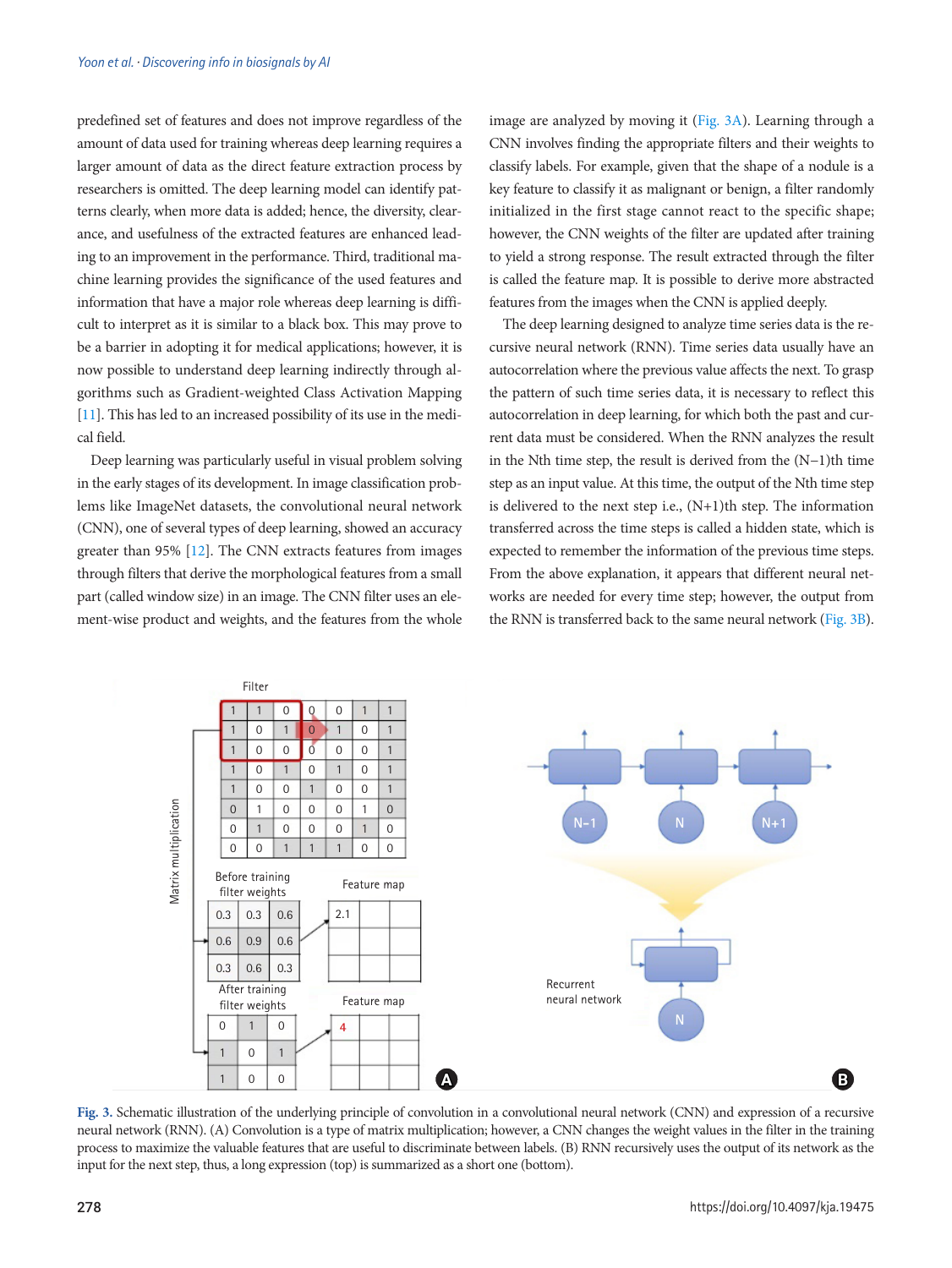predefined set of features and does not improve regardless of the amount of data used for training whereas deep learning requires a larger amount of data as the direct feature extraction process by researchers is omitted. The deep learning model can identify patterns clearly, when more data is added; hence, the diversity, clearance, and usefulness of the extracted features are enhanced leading to an improvement in the performance. Third, traditional machine learning provides the significance of the used features and information that have a major role whereas deep learning is difficult to interpret as it is similar to a black box. This may prove to be a barrier in adopting it for medical applications; however, it is now possible to understand deep learning indirectly through algorithms such as Gradient-weighted Class Activation Mapping [11]. This has led to an increased possibility of its use in the medical field.

Deep learning was particularly useful in visual problem solving in the early stages of its development. In image classification problems like ImageNet datasets, the convolutional neural network (CNN), one of several types of deep learning, showed an accuracy greater than 95% [12]. The CNN extracts features from images through filters that derive the morphological features from a small part (called window size) in an image. The CNN filter uses an element-wise product and weights, and the features from the whole image are analyzed by moving it (Fig. 3A). Learning through a CNN involves finding the appropriate filters and their weights to classify labels. For example, given that the shape of a nodule is a key feature to classify it as malignant or benign, a filter randomly initialized in the first stage cannot react to the specific shape; however, the CNN weights of the filter are updated after training to yield a strong response. The result extracted through the filter is called the feature map. It is possible to derive more abstracted features from the images when the CNN is applied deeply.

The deep learning designed to analyze time series data is the recursive neural network (RNN). Time series data usually have an autocorrelation where the previous value affects the next. To grasp the pattern of such time series data, it is necessary to reflect this autocorrelation in deep learning, for which both the past and current data must be considered. When the RNN analyzes the result in the Nth time step, the result is derived from the (N−1)th time step as an input value. At this time, the output of the Nth time step is delivered to the next step i.e., (N+1)th step. The information transferred across the time steps is called a hidden state, which is expected to remember the information of the previous time steps. From the above explanation, it appears that different neural networks are needed for every time step; however, the output from the RNN is transferred back to the same neural network (Fig. 3B).

**Fig. 3.** Schematic illustration of the underlying principle of convolution in a convolutional neural network (CNN) and expression of a recursive neural network (RNN). (A) Convolution is a type of matrix multiplication; however, a CNN changes the weight values in the filter in the training process to maximize the valuable features that are useful to discriminate between labels. (B) RNN recursively uses the output of its network as the input for the next step, thus, a long expression (top) is summarized as a short one (bottom).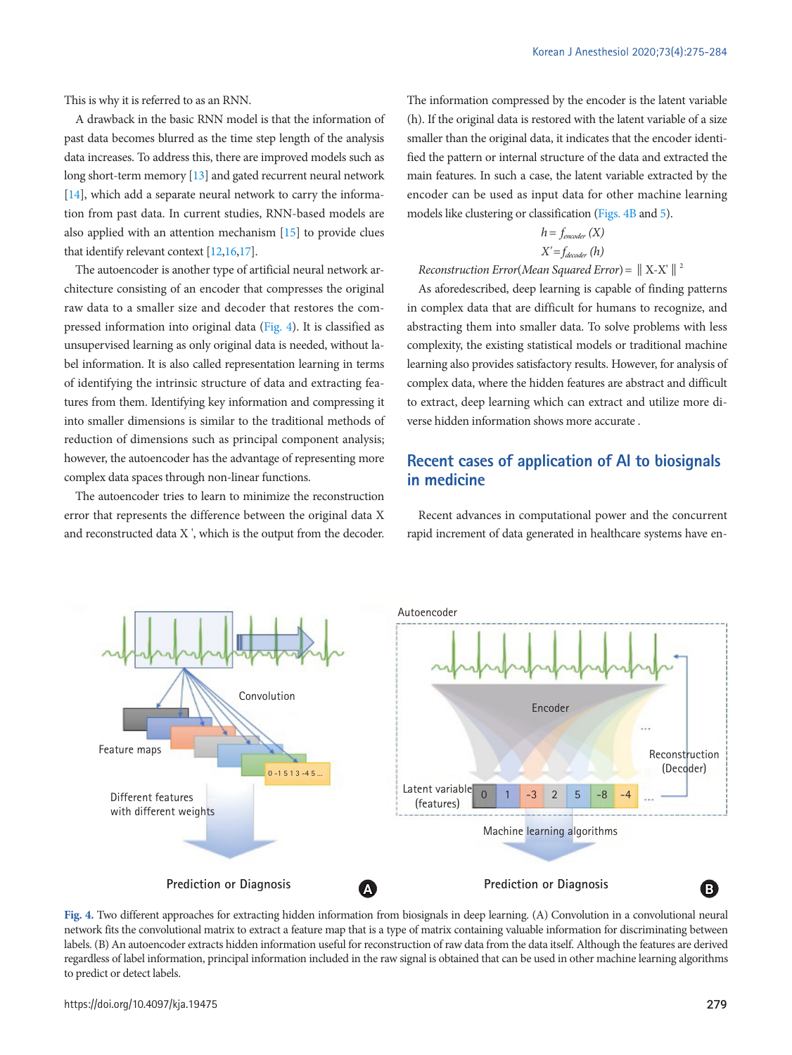This is why it is referred to as an RNN.

A drawback in the basic RNN model is that the information of past data becomes blurred as the time step length of the analysis data increases. To address this, there are improved models such as long short-term memory [13] and gated recurrent neural network [14], which add a separate neural network to carry the information from past data. In current studies, RNN-based models are also applied with an attention mechanism [15] to provide clues that identify relevant context [12,16,17].

The autoencoder is another type of artificial neural network architecture consisting of an encoder that compresses the original raw data to a smaller size and decoder that restores the compressed information into original data (Fig. 4). It is classified as unsupervised learning as only original data is needed, without label information. It is also called representation learning in terms of identifying the intrinsic structure of data and extracting features from them. Identifying key information and compressing it into smaller dimensions is similar to the traditional methods of reduction of dimensions such as principal component analysis; however, the autoencoder has the advantage of representing more complex data spaces through non-linear functions.

The autoencoder tries to learn to minimize the reconstruction error that represents the difference between the original data X and reconstructed data X ', which is the output from the decoder. The information compressed by the encoder is the latent variable (h). If the original data is restored with the latent variable of a size smaller than the original data, it indicates that the encoder identified the pattern or internal structure of the data and extracted the main features. In such a case, the latent variable extracted by the encoder can be used as input data for other machine learning models like clustering or classification (Figs. 4B and 5).

$$h = f_{encoder}(X)$$

$$X' = f_{decoder}(h)$$

$$Reconstruction\ Error(Mean\ Squared\ Error) = \| X - X' \|^2$$

As aforedescribed, deep learning is capable of finding patterns in complex data that are difficult for humans to recognize, and abstracting them into smaller data. To solve problems with less complexity, the existing statistical models or traditional machine learning also provides satisfactory results. However, for analysis of complex data, where the hidden features are abstract and difficult to extract, deep learning which can extract and utilize more diverse hidden information shows more accurate .

## Recent cases of application of AI to biosignals in medicine

Recent advances in computational power and the concurrent rapid increment of data generated in healthcare systems have en-

Fig. 4. Two different approaches for extracting hidden information from biosignals in deep learning. (A) Convolution in a convolutional neural network fits the convolutional matrix to extract a feature map that is a type of matrix containing valuable information for discriminating between labels. (B) An autoencoder extracts hidden information useful for reconstruction of raw data from the data itself. Although the features are derived regardless of label information, principal information included in the raw signal is obtained that can be used in other machine learning algorithms to predict or detect labels.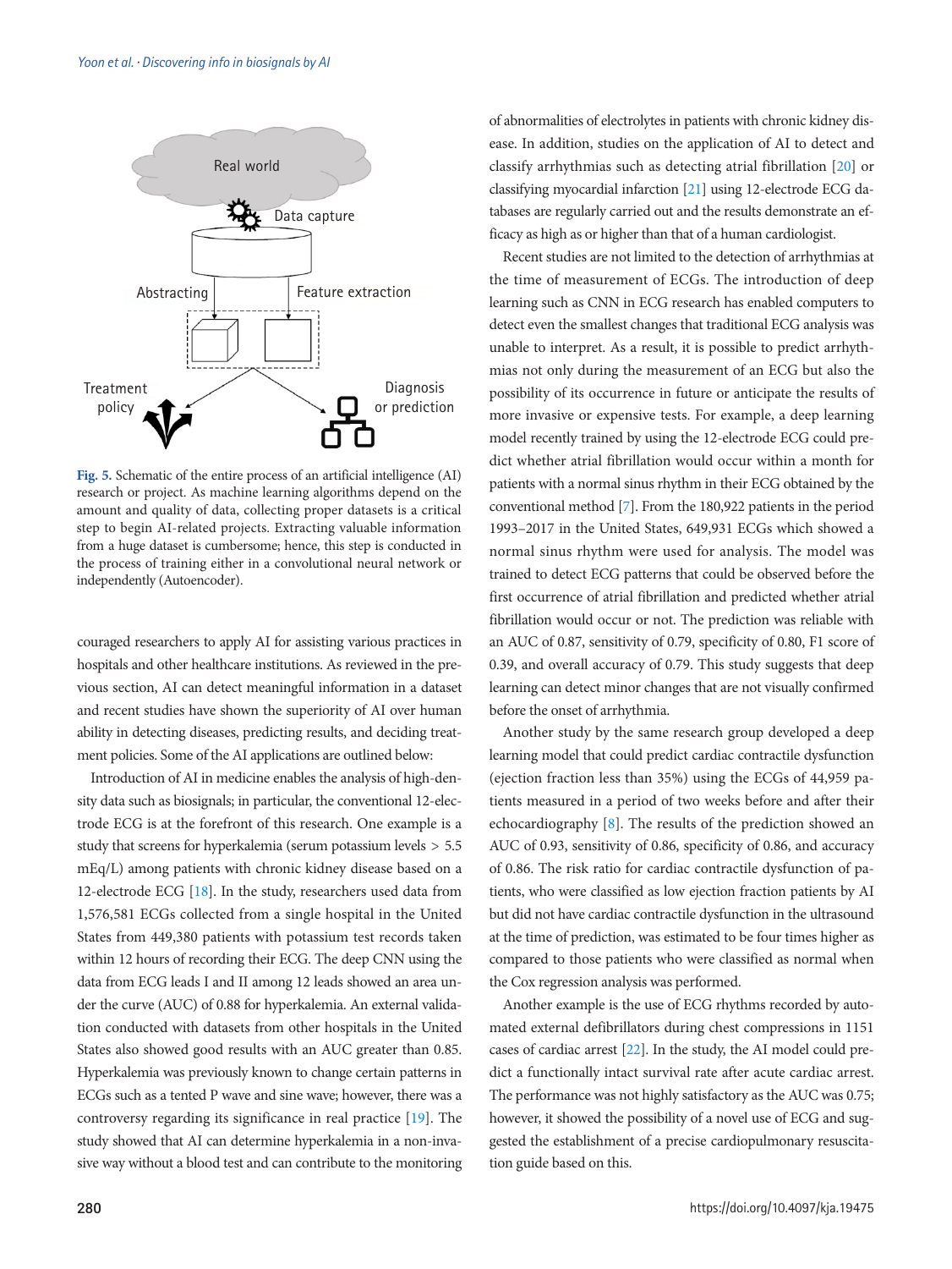Fig. 5. Schematic of the entire process of an artificial intelligence (AI) research or project. As machine learning algorithms depend on the amount and quality of data, collecting proper datasets is a critical step to begin AI-related projects. Extracting valuable information from a huge dataset is cumbersome; hence, this step is conducted in the process of training either in a convolutional neural network or independently (Autoencoder).

couraged researchers to apply AI for assisting various practices in hospitals and other healthcare institutions. As reviewed in the previous section, AI can detect meaningful information in a dataset and recent studies have shown the superiority of AI over human ability in detecting diseases, predicting results, and deciding treatment policies. Some of the AI applications are outlined below:

Introduction of AI in medicine enables the analysis of high-density data such as biosignals; in particular, the conventional 12-electrode ECG is at the forefront of this research. One example is a study that screens for hyperkalemia (serum potassium levels > 5.5 mEq/L) among patients with chronic kidney disease based on a 12-electrode ECG [18]. In the study, researchers used data from 1,576,581 ECGs collected from a single hospital in the United States from 449,380 patients with potassium test records taken within 12 hours of recording their ECG. The deep CNN using the data from ECG leads I and II among 12 leads showed an area under the curve (AUC) of 0.88 for hyperkalemia. An external validation conducted with datasets from other hospitals in the United States also showed good results with an AUC greater than 0.85. Hyperkalemia was previously known to change certain patterns in ECGs such as a tented P wave and sine wave; however, there was a controversy regarding its significance in real practice [19]. The study showed that AI can determine hyperkalemia in a non-invasive way without a blood test and can contribute to the monitoring of abnormalities of electrolytes in patients with chronic kidney disease. In addition, studies on the application of AI to detect and classify arrhythmias such as detecting atrial fibrillation [20] or classifying myocardial infarction [21] using 12-electrode ECG databases are regularly carried out and the results demonstrate an efficacy as high as or higher than that of a human cardiologist.

Recent studies are not limited to the detection of arrhythmias at the time of measurement of ECGs. The introduction of deep learning such as CNN in ECG research has enabled computers to detect even the smallest changes that traditional ECG analysis was unable to interpret. As a result, it is possible to predict arrhythmias not only during the measurement of an ECG but also the possibility of its occurrence in future or anticipate the results of more invasive or expensive tests. For example, a deep learning model recently trained by using the 12-electrode ECG could predict whether atrial fibrillation would occur within a month for patients with a normal sinus rhythm in their ECG obtained by the conventional method [7]. From the 180,922 patients in the period 1993–2017 in the United States, 649,931 ECGs which showed a normal sinus rhythm were used for analysis. The model was trained to detect ECG patterns that could be observed before the first occurrence of atrial fibrillation and predicted whether atrial fibrillation would occur or not. The prediction was reliable with an AUC of 0.87, sensitivity of 0.79, specificity of 0.80, F1 score of 0.39, and overall accuracy of 0.79. This study suggests that deep learning can detect minor changes that are not visually confirmed before the onset of arrhythmia.

Another study by the same research group developed a deep learning model that could predict cardiac contractile dysfunction (ejection fraction less than 35%) using the ECGs of 44,959 patients measured in a period of two weeks before and after their echocardiography [8]. The results of the prediction showed an AUC of 0.93, sensitivity of 0.86, specificity of 0.86, and accuracy of 0.86. The risk ratio for cardiac contractile dysfunction of patients, who were classified as low ejection fraction patients by AI but did not have cardiac contractile dysfunction in the ultrasound at the time of prediction, was estimated to be four times higher as compared to those patients who were classified as normal when the Cox regression analysis was performed.

Another example is the use of ECG rhythms recorded by automated external defibrillators during chest compressions in 1151 cases of cardiac arrest [22]. In the study, the AI model could predict a functionally intact survival rate after acute cardiac arrest. The performance was not highly satisfactory as the AUC was 0.75; however, it showed the possibility of a novel use of ECG and suggested the establishment of a precise cardiopulmonary resuscitation guide based on this.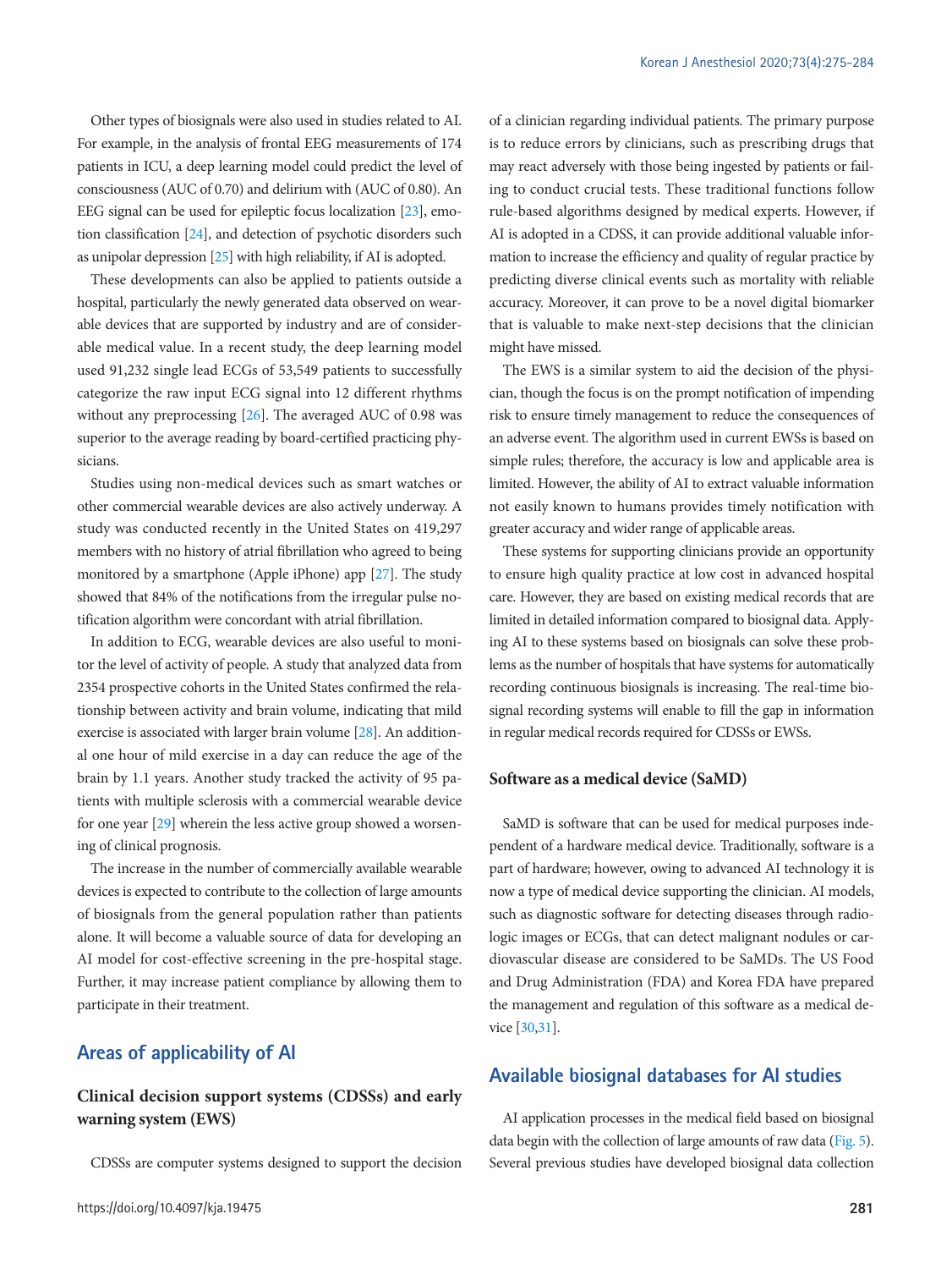Other types of biosignals were also used in studies related to AI. For example, in the analysis of frontal EEG measurements of 174 patients in ICU, a deep learning model could predict the level of consciousness (AUC of 0.70) and delirium with (AUC of 0.80). An EEG signal can be used for epileptic focus localization [23], emotion classification [24], and detection of psychotic disorders such as unipolar depression [25] with high reliability, if AI is adopted.

These developments can also be applied to patients outside a hospital, particularly the newly generated data observed on wearable devices that are supported by industry and are of considerable medical value. In a recent study, the deep learning model used 91,232 single lead ECGs of 53,549 patients to successfully categorize the raw input ECG signal into 12 different rhythms without any preprocessing [26]. The averaged AUC of 0.98 was superior to the average reading by board-certified practicing physicians.

Studies using non-medical devices such as smart watches or other commercial wearable devices are also actively underway. A study was conducted recently in the United States on 419,297 members with no history of atrial fibrillation who agreed to being monitored by a smartphone (Apple iPhone) app [27]. The study showed that 84% of the notifications from the irregular pulse notification algorithm were concordant with atrial fibrillation.

In addition to ECG, wearable devices are also useful to monitor the level of activity of people. A study that analyzed data from 2354 prospective cohorts in the United States confirmed the relationship between activity and brain volume, indicating that mild exercise is associated with larger brain volume [28]. An additional one hour of mild exercise in a day can reduce the age of the brain by 1.1 years. Another study tracked the activity of 95 patients with multiple sclerosis with a commercial wearable device for one year [29] wherein the less active group showed a worsening of clinical prognosis.

The increase in the number of commercially available wearable devices is expected to contribute to the collection of large amounts of biosignals from the general population rather than patients alone. It will become a valuable source of data for developing an AI model for cost-effective screening in the pre-hospital stage. Further, it may increase patient compliance by allowing them to participate in their treatment.

## Areas of applicability of AI

### Clinical decision support systems (CDSSs) and early warning system (EWS)

CDSSs are computer systems designed to support the decision of a clinician regarding individual patients. The primary purpose is to reduce errors by clinicians, such as prescribing drugs that may react adversely with those being ingested by patients or failing to conduct crucial tests. These traditional functions follow rule-based algorithms designed by medical experts. However, if AI is adopted in a CDSS, it can provide additional valuable information to increase the efficiency and quality of regular practice by predicting diverse clinical events such as mortality with reliable accuracy. Moreover, it can prove to be a novel digital biomarker that is valuable to make next-step decisions that the clinician might have missed.

The EWS is a similar system to aid the decision of the physician, though the focus is on the prompt notification of impending risk to ensure timely management to reduce the consequences of an adverse event. The algorithm used in current EWSs is based on simple rules; therefore, the accuracy is low and applicable area is limited. However, the ability of AI to extract valuable information not easily known to humans provides timely notification with greater accuracy and wider range of applicable areas.

These systems for supporting clinicians provide an opportunity to ensure high quality practice at low cost in advanced hospital care. However, they are based on existing medical records that are limited in detailed information compared to biosignal data. Applying AI to these systems based on biosignals can solve these problems as the number of hospitals that have systems for automatically recording continuous biosignals is increasing. The real-time biosignal recording systems will enable to fill the gap in information in regular medical records required for CDSSs or EWSs.

### Software as a medical device (SaMD)

SaMD is software that can be used for medical purposes independent of a hardware medical device. Traditionally, software is a part of hardware; however, owing to advanced AI technology it is now a type of medical device supporting the clinician. AI models, such as diagnostic software for detecting diseases through radiologic images or ECGs, that can detect malignant nodules or cardiovascular disease are considered to be SaMDs. The US Food and Drug Administration (FDA) and Korea FDA have prepared the management and regulation of this software as a medical device [30,31].

## Available biosignal databases for AI studies

AI application processes in the medical field based on biosignal data begin with the collection of large amounts of raw data (Fig. 5). Several previous studies have developed biosignal data collection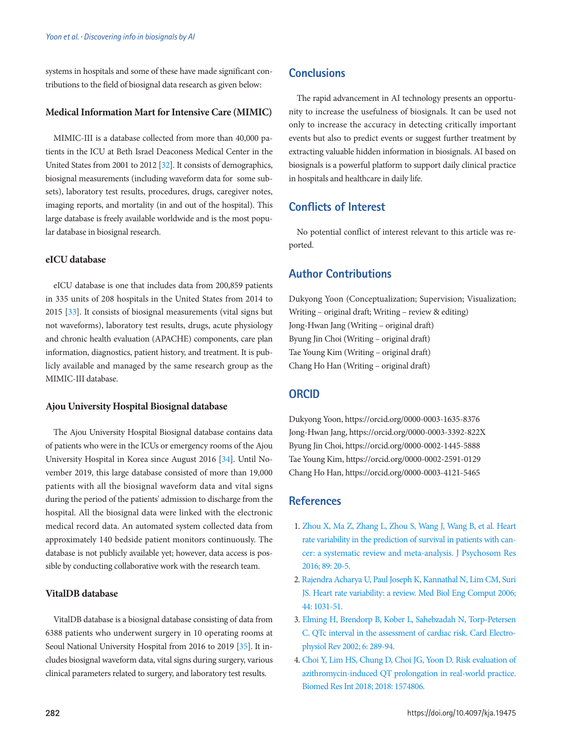systems in hospitals and some of these have made significant contributions to the field of biosignal data research as given below:

### Medical Information Mart for Intensive Care (MIMIC)

MIMIC-III is a database collected from more than 40,000 patients in the ICU at Beth Israel Deaconess Medical Center in the United States from 2001 to 2012 [32]. It consists of demographics, biosignal measurements (including waveform data for some subsets), laboratory test results, procedures, drugs, caregiver notes, imaging reports, and mortality (in and out of the hospital). This large database is freely available worldwide and is the most popular database in biosignal research.

### eICU database

eICU database is one that includes data from 200,859 patients in 335 units of 208 hospitals in the United States from 2014 to 2015 [33]. It consists of biosignal measurements (vital signs but not waveforms), laboratory test results, drugs, acute physiology and chronic health evaluation (APACHE) components, care plan information, diagnostics, patient history, and treatment. It is publicly available and managed by the same research group as the MIMIC-III database.

### Ajou University Hospital Biosignal database

The Ajou University Hospital Biosignal database contains data of patients who were in the ICUs or emergency rooms of the Ajou University Hospital in Korea since August 2016 [34]. Until November 2019, this large database consisted of more than 19,000 patients with all the biosignal waveform data and vital signs during the period of the patients' admission to discharge from the hospital. All the biosignal data were linked with the electronic medical record data. An automated system collected data from approximately 140 bedside patient monitors continuously. The database is not publicly available yet; however, data access is possible by conducting collaborative work with the research team.

### VitalDB database

VitalDB database is a biosignal database consisting of data from 6388 patients who underwent surgery in 10 operating rooms at Seoul National University Hospital from 2016 to 2019 [35]. It includes biosignal waveform data, vital signs during surgery, various clinical parameters related to surgery, and laboratory test results.

## Conclusions

The rapid advancement in AI technology presents an opportunity to increase the usefulness of biosignals. It can be used not only to increase the accuracy in detecting critically important events but also to predict events or suggest further treatment by extracting valuable hidden information in biosignals. AI based on biosignals is a powerful platform to support daily clinical practice in hospitals and healthcare in daily life.

## Conflicts of Interest

No potential conflict of interest relevant to this article was reported.

## Author Contributions

Dukyong Yoon (Conceptualization; Supervision; Visualization; Writing – original draft; Writing – review & editing)
Jong-Hwan Jang (Writing – original draft)
Byung Jin Choi (Writing – original draft)
Tae Young Kim (Writing – original draft)
Chang Ho Han (Writing – original draft)

## ORCID

Dukyong Yoon, https://orcid.org/0000-0003-1635-8376
Jong-Hwan Jang, https://orcid.org/0000-0003-3392-822X
Byung Jin Choi, https://orcid.org/0000-0002-1445-5888
Tae Young Kim, https://orcid.org/0000-0002-2591-0129
Chang Ho Han, https://orcid.org/0000-0003-4121-5465

## References

1. Zhou X, Ma Z, Zhang L, Zhou S, Wang J, Wang B, et al. Heart rate variability in the prediction of survival in patients with cancer: a systematic review and meta-analysis. J Psychosom Res 2016; 89: 20-5.
2. Rajendra Acharya U, Paul Joseph K, Kannathal N, Lim CM, Suri JS. Heart rate variability: a review. Med Biol Eng Comput 2006; 44: 1031-51.
3. Elming H, Brendorp B, Kober L, Sahebzadah N, Torp-Petersen C. QTc interval in the assessment of cardiac risk. Card Electrophysiol Rev 2002; 6: 289-94.
4. Choi Y, Lim HS, Chung D, Choi JG, Yoon D. Risk evaluation of azithromycin-induced QT prolongation in real-world practice. Biomed Res Int 2018; 2018: 1574806.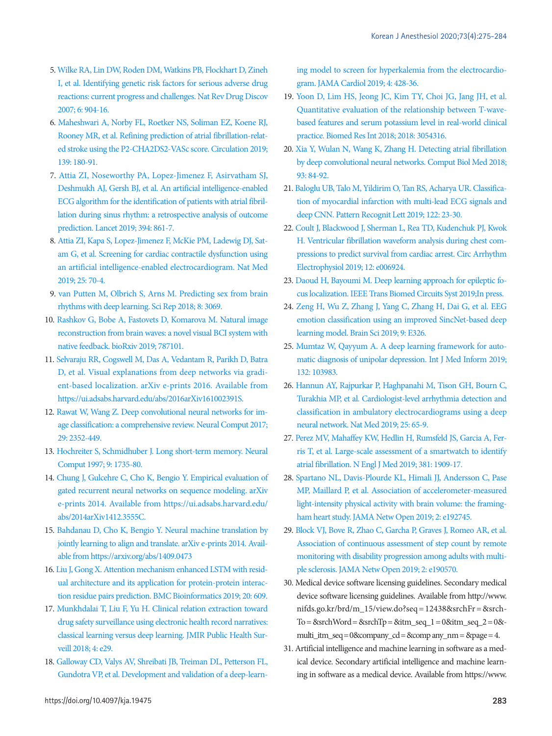5. Wilke RA, Lin DW, Roden DM, Watkins PB, Flockhart D, Zineh I, et al. Identifying genetic risk factors for serious adverse drug reactions: current progress and challenges. Nat Rev Drug Discov 2007; 6: 904-16.
6. Maheshwari A, Norby FL, Roetker NS, Soliman EZ, Koene RJ, Rooney MR, et al. Refining prediction of atrial fibrillation-related stroke using the P2-CHA2DS2-VASc score. Circulation 2019; 139: 180-91.
7. Attia ZI, Noseworthy PA, Lopez-Jimenez F, Asirvatham SJ, Deshmukh AJ, Gersh BJ, et al. An artificial intelligence-enabled ECG algorithm for the identification of patients with atrial fibrillation during sinus rhythm: a retrospective analysis of outcome prediction. Lancet 2019; 394: 861-7.
8. Attia ZI, Kapa S, Lopez-Jimenez F, McKie PM, Ladewig DJ, Satam G, et al. Screening for cardiac contractile dysfunction using an artificial intelligence-enabled electrocardiogram. Nat Med 2019; 25: 70-4.
9. van Putten M, Olbrich S, Arns M. Predicting sex from brain rhythms with deep learning. Sci Rep 2018; 8: 3069.
10. Rashkov G, Bobe A, Fastovets D, Komarova M. Natural image reconstruction from brain waves: a novel visual BCI system with native feedback. bioRxiv 2019; 787101.
11. Selvaraju RR, Cogswell M, Das A, Vedantam R, Parikh D, Batra D, et al. Visual explanations from deep networks via gradient-based localization. arXiv e-prints 2016. Available from https://ui.adsabs.harvard.edu/abs/2016arXiv161002391S.
12. Rawat W, Wang Z. Deep convolutional neural networks for image classification: a comprehensive review. Neural Comput 2017; 29: 2352-449.
13. Hochreiter S, Schmidhuber J. Long short-term memory. Neural Comput 1997; 9: 1735-80.
14. Chung J, Gulcehre C, Cho K, Bengio Y. Empirical evaluation of gated recurrent neural networks on sequence modeling. arXiv e-prints 2014. Available from https://ui.adsabs.harvard.edu/abs/2014arXiv1412.3555C.
15. Bahdanau D, Cho K, Bengio Y. Neural machine translation by jointly learning to align and translate. arXiv e-prints 2014. Available from https://arxiv.org/abs/1409.0473
16. Liu J, Gong X. Attention mechanism enhanced LSTM with residual architecture and its application for protein-protein interaction residue pairs prediction. BMC Bioinformatics 2019; 20: 609.
17. Munkhdalai T, Liu F, Yu H. Clinical relation extraction toward drug safety surveillance using electronic health record narratives: classical learning versus deep learning. JMIR Public Health Surveill 2018; 4: e29.
18. Galloway CD, Valys AV, Shreibati JB, Treiman DL, Petterson FL, Gundotra VP, et al. Development and validation of a deep-learning model to screen for hyperkalemia from the electrocardiogram. JAMA Cardiol 2019; 4: 428-36.
19. Yoon D, Lim HS, Jeong JC, Kim TY, Choi JG, Jang JH, et al. Quantitative evaluation of the relationship between T-wave-based features and serum potassium level in real-world clinical practice. Biomed Res Int 2018; 2018: 3054316.
20. Xia Y, Wulan N, Wang K, Zhang H. Detecting atrial fibrillation by deep convolutional neural networks. Comput Biol Med 2018; 93: 84-92.
21. Baloglu UB, Talo M, Yildirim O, Tan RS, Acharya UR. Classification of myocardial infarction with multi-lead ECG signals and deep CNN. Pattern Recognit Lett 2019; 122: 23-30.
22. Coult J, Blackwood J, Sherman L, Rea TD, Kudenchuk PJ, Kwok H. Ventricular fibrillation waveform analysis during chest compressions to predict survival from cardiac arrest. Circ Arrhythm Electrophysiol 2019; 12: e006924.
23. Daoud H, Bayoumi M. Deep learning approach for epileptic focus localization. IEEE Trans Biomed Circuits Syst 2019;In press.
24. Zeng H, Wu Z, Zhang J, Yang C, Zhang H, Dai G, et al. EEG emotion classification using an improved SincNet-based deep learning model. Brain Sci 2019; 9: E326.
25. Mumtaz W, Qayyum A. A deep learning framework for automatic diagnosis of unipolar depression. Int J Med Inform 2019; 132: 103983.
26. Hannun AY, Rajpurkar P, Haghpanahi M, Tison GH, Bourn C, Turakhia MP, et al. Cardiologist-level arrhythmia detection and classification in ambulatory electrocardiograms using a deep neural network. Nat Med 2019; 25: 65-9.
27. Perez MV, Mahaffey KW, Hedlin H, Rumsfeld JS, Garcia A, Ferris T, et al. Large-scale assessment of a smartwatch to identify atrial fibrillation. N Engl J Med 2019; 381: 1909-17.
28. Spartano NL, Davis-Plourde KL, Himali JJ, Andersson C, Pase MP, Maillard P, et al. Association of accelerometer-measured light-intensity physical activity with brain volume: the framingham heart study. JAMA Netw Open 2019; 2: e192745.
29. Block VJ, Bove R, Zhao C, Garcha P, Graves J, Romeo AR, et al. Association of continuous assessment of step count by remote monitoring with disability progression among adults with multiple sclerosis. JAMA Netw Open 2019; 2: e190570.
30. Medical device software licensing guidelines. Secondary medical device software licensing guidelines. Available from http://www.nifds.go.kr/brd/m_15/view.do?seq=12438&srchFr=&srchTo=&srchWord=&srchTp=&itm_seq_1=0&itm_seq_2=0&multi_itm_seq=0&company_cd=&comp any_nm=&page=4.
31. Artificial intelligence and machine learning in software as a medical device. Secondary artificial intelligence and machine learning in software as a medical device. Available from https://www.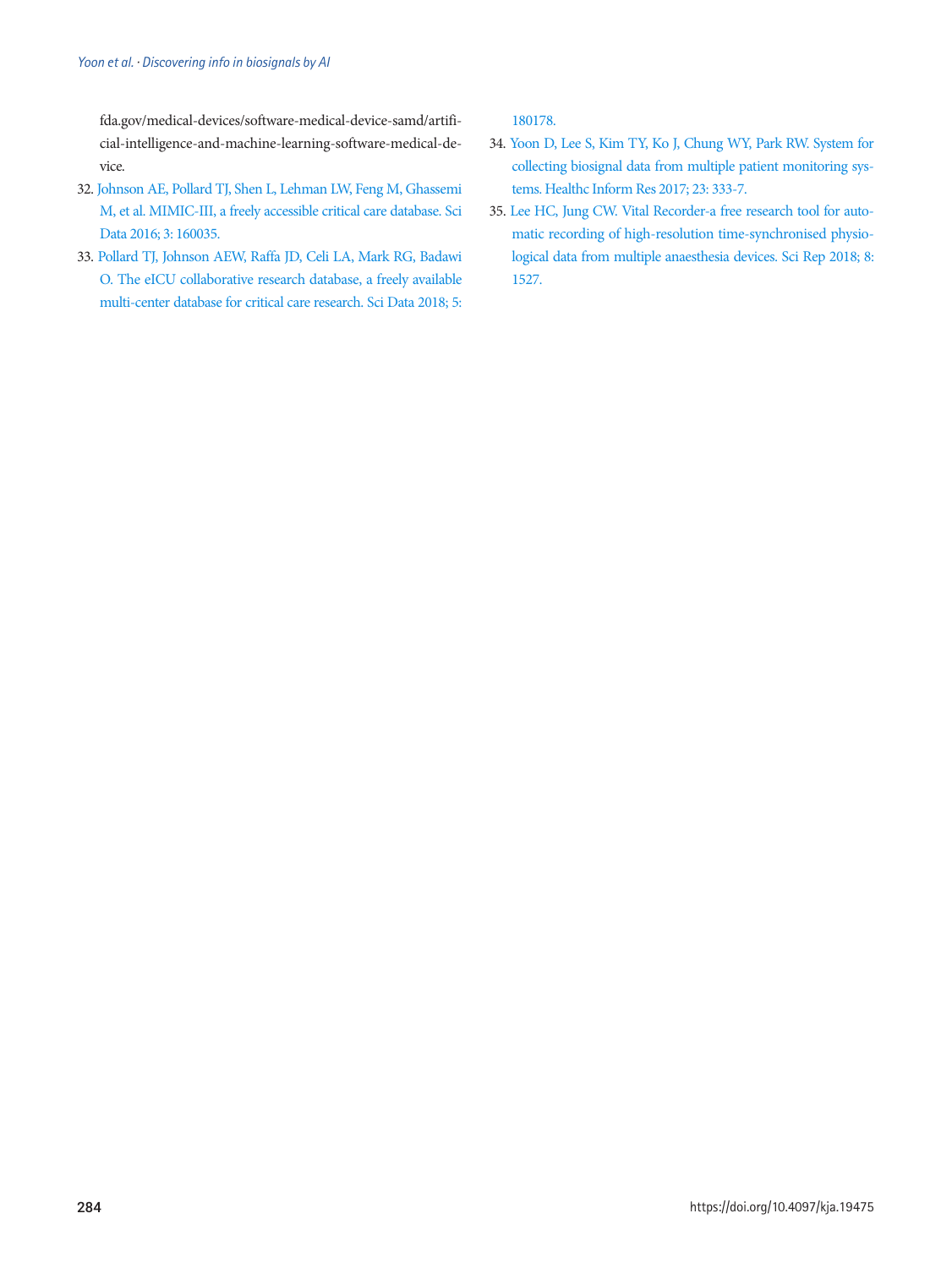fda.gov/medical-devices/software-medical-device-samd/artificial-intelligence-and-machine-learning-software-medical-device.

32. Johnson AE, Pollard TJ, Shen L, Lehman LW, Feng M, Ghassemi M, et al. MIMIC-III, a freely accessible critical care database. Sci Data 2016; 3: 160035.
33. Pollard TJ, Johnson AEW, Raffa JD, Celi LA, Mark RG, Badawi O. The eICU collaborative research database, a freely available multi-center database for critical care research. Sci Data 2018; 5: 180178.
34. Yoon D, Lee S, Kim TY, Ko J, Chung WY, Park RW. System for collecting biosignal data from multiple patient monitoring systems. Healthc Inform Res 2017; 23: 333-7.
35. Lee HC, Jung CW. Vital Recorder-a free research tool for automatic recording of high-resolution time-synchronised physiological data from multiple anaesthesia devices. Sci Rep 2018; 8: 1527.